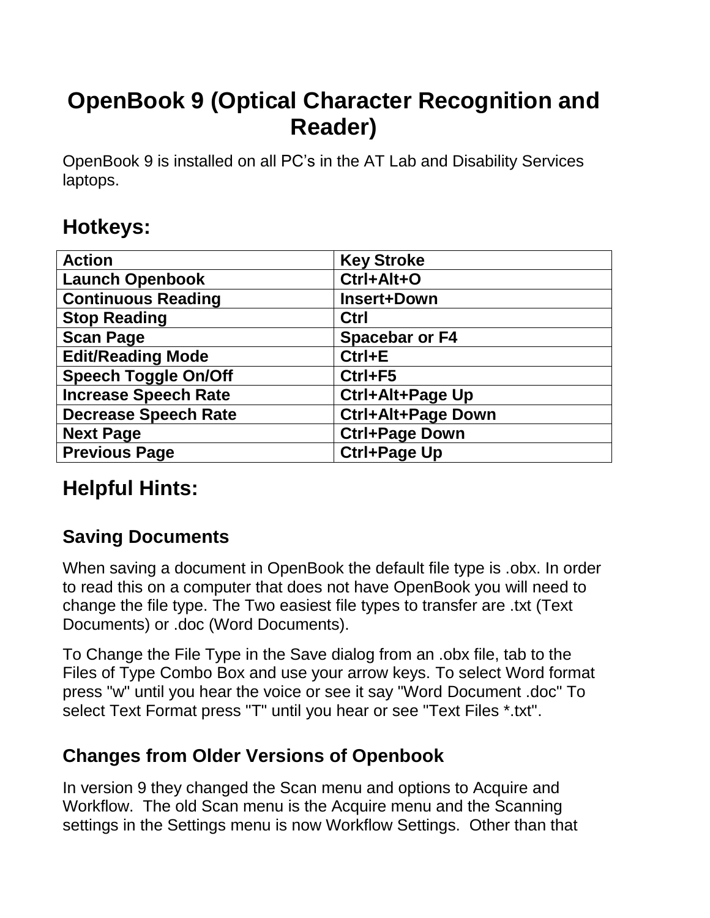# OpenBook 9 (Optical Character Recognition and Reader)

OpenBook 9 is installed on all PC’s in the AT Lab and Disability Services laptops.

## Hotkeys:

| Action | Key Stroke |
| --- | --- |
| Launch Openbook | Ctrl+Alt+O |
| Continuous Reading | Insert+Down |
| Stop Reading | Ctrl |
| Scan Page | Spacebar or F4 |
| Edit/Reading Mode | Ctrl+E |
| Speech Toggle On/Off | Ctrl+F5 |
| Increase Speech Rate | Ctrl+Alt+Page Up |
| Decrease Speech Rate | Ctrl+Alt+Page Down |
| Next Page | Ctrl+Page Down |
| Previous Page | Ctrl+Page Up |

## Helpful Hints:

### Saving Documents

When saving a document in OpenBook the default file type is .obx. In order to read this on a computer that does not have OpenBook you will need to change the file type. The Two easiest file types to transfer are .txt (Text Documents) or .doc (Word Documents).

To Change the File Type in the Save dialog from an .obx file, tab to the Files of Type Combo Box and use your arrow keys. To select Word format press "w" until you hear the voice or see it say "Word Document .doc" To select Text Format press "T" until you hear or see "Text Files *.txt".

### Changes from Older Versions of Openbook

In version 9 they changed the Scan menu and options to Acquire and Workflow. The old Scan menu is the Acquire menu and the Scanning settings in the Settings menu is now Workflow Settings. Other than that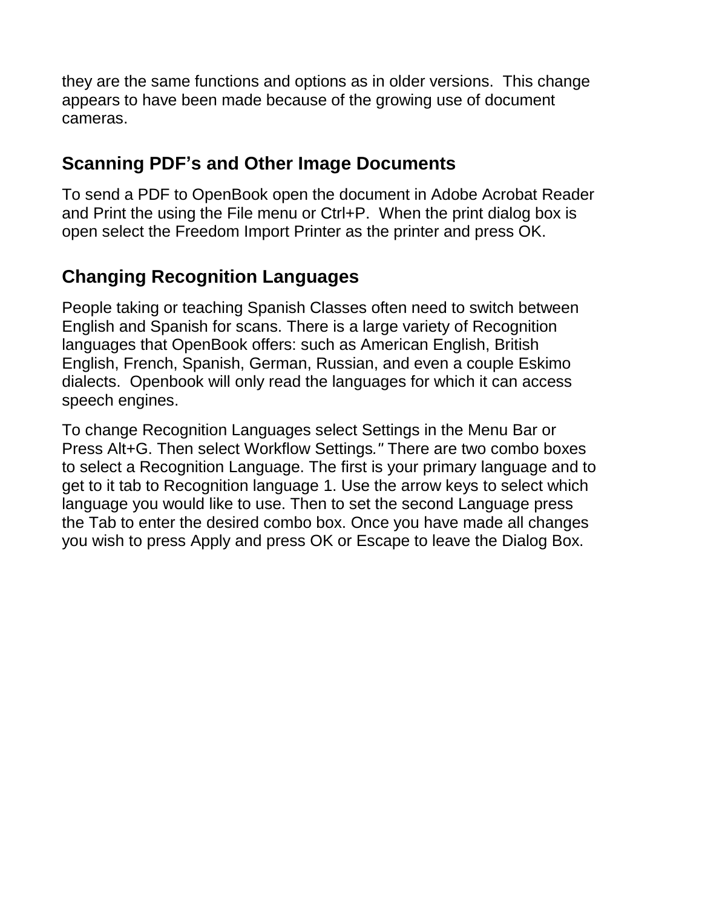they are the same functions and options as in older versions.  This change appears to have been made because of the growing use of document cameras.

## Scanning PDF’s and Other Image Documents

To send a PDF to OpenBook open the document in Adobe Acrobat Reader and Print the using the File menu or Ctrl+P.  When the print dialog box is open select the Freedom Import Printer as the printer and press OK.

## Changing Recognition Languages

People taking or teaching Spanish Classes often need to switch between English and Spanish for scans. There is a large variety of Recognition languages that OpenBook offers: such as American English, British English, French, Spanish, German, Russian, and even a couple Eskimo dialects.  Openbook will only read the languages for which it can access speech engines.

To change Recognition Languages select Settings in the Menu Bar or Press Alt+G. Then select Workflow Settings*.″* There are two combo boxes to select a Recognition Language. The first is your primary language and to get to it tab to Recognition language 1. Use the arrow keys to select which language you would like to use. Then to set the second Language press the Tab to enter the desired combo box. Once you have made all changes you wish to press Apply and press OK or Escape to leave the Dialog Box.